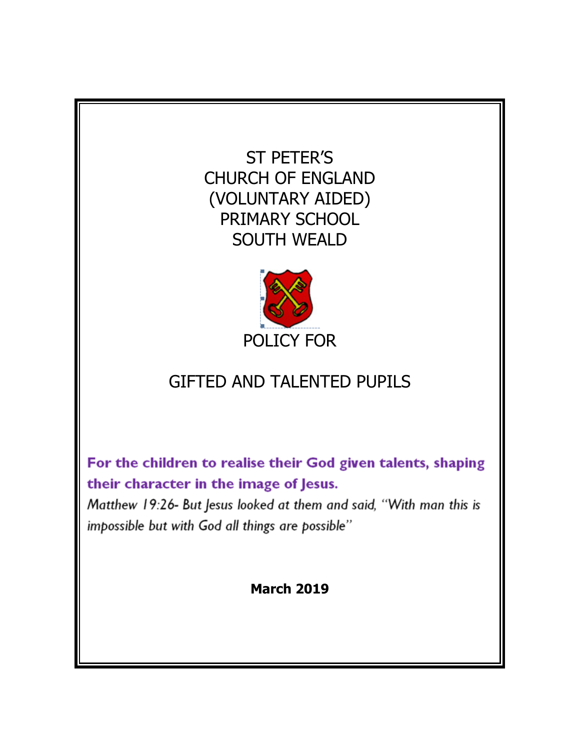# ST PETER'S
# CHURCH OF ENGLAND
# (VOLUNTARY AIDED)
# PRIMARY SCHOOL
# SOUTH WEALD

## POLICY FOR

## GIFTED AND TALENTED PUPILS

**For the children to realise their God given talents, shaping their character in the image of Jesus.**

*Matthew 19:26- But Jesus looked at them and said, "With man this is impossible but with God all things are possible"*

**March 2019**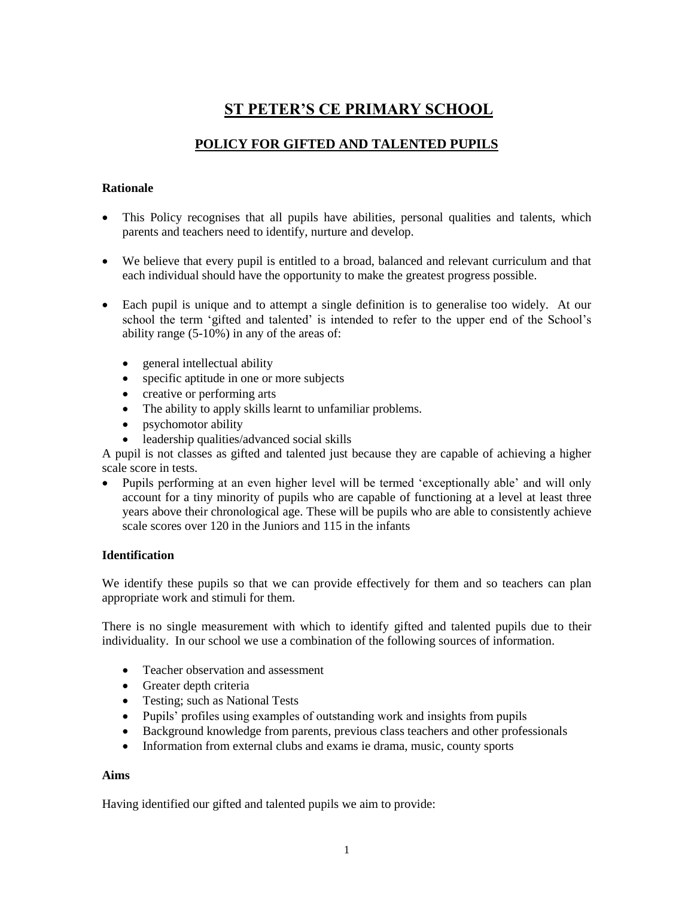# ST PETER'S CE PRIMARY SCHOOL

## POLICY FOR GIFTED AND TALENTED PUPILS

**Rationale**

- This Policy recognises that all pupils have abilities, personal qualities and talents, which parents and teachers need to identify, nurture and develop.
- We believe that every pupil is entitled to a broad, balanced and relevant curriculum and that each individual should have the opportunity to make the greatest progress possible.
- Each pupil is unique and to attempt a single definition is to generalise too widely. At our school the term 'gifted and talented' is intended to refer to the upper end of the School's ability range (5-10%) in any of the areas of:
  - general intellectual ability
  - specific aptitude in one or more subjects
  - creative or performing arts
  - The ability to apply skills learnt to unfamiliar problems.
  - psychomotor ability
  - leadership qualities/advanced social skills

A pupil is not classes as gifted and talented just because they are capable of achieving a higher scale score in tests.

- Pupils performing at an even higher level will be termed 'exceptionally able' and will only account for a tiny minority of pupils who are capable of functioning at a level at least three years above their chronological age. These will be pupils who are able to consistently achieve scale scores over 120 in the Juniors and 115 in the infants

**Identification**

We identify these pupils so that we can provide effectively for them and so teachers can plan appropriate work and stimuli for them.

There is no single measurement with which to identify gifted and talented pupils due to their individuality. In our school we use a combination of the following sources of information.

- Teacher observation and assessment
- Greater depth criteria
- Testing; such as National Tests
- Pupils' profiles using examples of outstanding work and insights from pupils
- Background knowledge from parents, previous class teachers and other professionals
- Information from external clubs and exams ie drama, music, county sports

**Aims**

Having identified our gifted and talented pupils we aim to provide: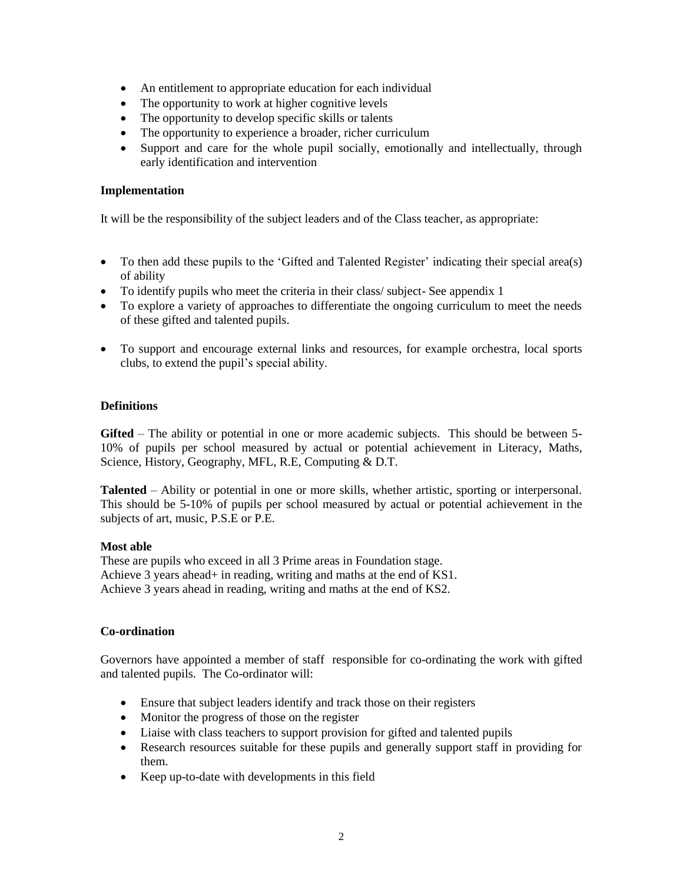- An entitlement to appropriate education for each individual
- The opportunity to work at higher cognitive levels
- The opportunity to develop specific skills or talents
- The opportunity to experience a broader, richer curriculum
- Support and care for the whole pupil socially, emotionally and intellectually, through early identification and intervention

**Implementation**

It will be the responsibility of the subject leaders and of the Class teacher, as appropriate:

- To then add these pupils to the 'Gifted and Talented Register' indicating their special area(s) of ability
- To identify pupils who meet the criteria in their class/ subject- See appendix 1
- To explore a variety of approaches to differentiate the ongoing curriculum to meet the needs of these gifted and talented pupils.
- To support and encourage external links and resources, for example orchestra, local sports clubs, to extend the pupil's special ability.

**Definitions**

**Gifted** – The ability or potential in one or more academic subjects. This should be between 5-10% of pupils per school measured by actual or potential achievement in Literacy, Maths, Science, History, Geography, MFL, R.E, Computing & D.T.

**Talented** – Ability or potential in one or more skills, whether artistic, sporting or interpersonal. This should be 5-10% of pupils per school measured by actual or potential achievement in the subjects of art, music, P.S.E or P.E.

**Most able**

These are pupils who exceed in all 3 Prime areas in Foundation stage.
Achieve 3 years ahead+ in reading, writing and maths at the end of KS1.
Achieve 3 years ahead in reading, writing and maths at the end of KS2.

**Co-ordination**

Governors have appointed a member of staff responsible for co-ordinating the work with gifted and talented pupils. The Co-ordinator will:

- Ensure that subject leaders identify and track those on their registers
- Monitor the progress of those on the register
- Liaise with class teachers to support provision for gifted and talented pupils
- Research resources suitable for these pupils and generally support staff in providing for them.
- Keep up-to-date with developments in this field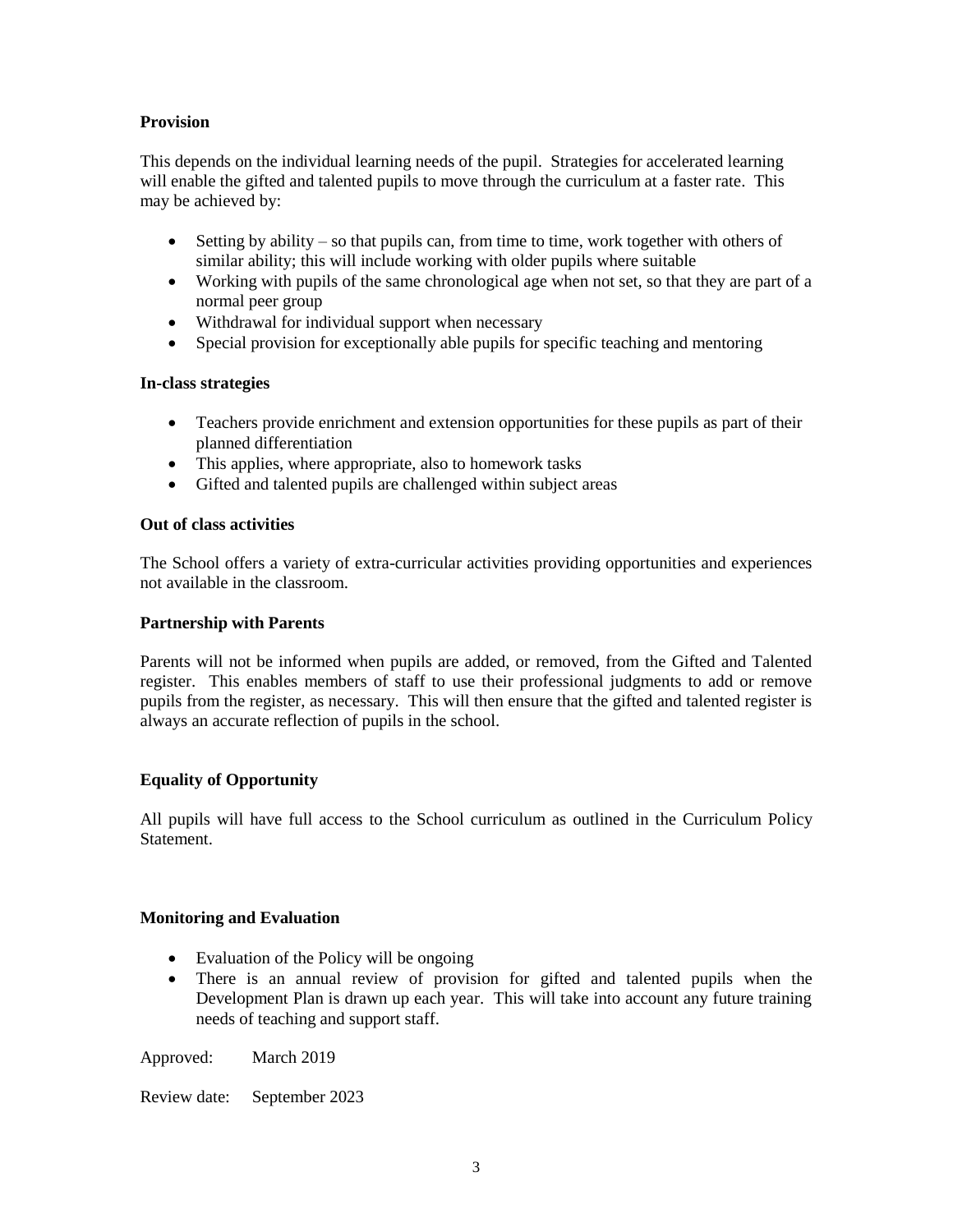**Provision**

This depends on the individual learning needs of the pupil. Strategies for accelerated learning will enable the gifted and talented pupils to move through the curriculum at a faster rate. This may be achieved by:

- Setting by ability – so that pupils can, from time to time, work together with others of similar ability; this will include working with older pupils where suitable
- Working with pupils of the same chronological age when not set, so that they are part of a normal peer group
- Withdrawal for individual support when necessary
- Special provision for exceptionally able pupils for specific teaching and mentoring

**In-class strategies**

- Teachers provide enrichment and extension opportunities for these pupils as part of their planned differentiation
- This applies, where appropriate, also to homework tasks
- Gifted and talented pupils are challenged within subject areas

**Out of class activities**

The School offers a variety of extra-curricular activities providing opportunities and experiences not available in the classroom.

**Partnership with Parents**

Parents will not be informed when pupils are added, or removed, from the Gifted and Talented register. This enables members of staff to use their professional judgments to add or remove pupils from the register, as necessary. This will then ensure that the gifted and talented register is always an accurate reflection of pupils in the school.

**Equality of Opportunity**

All pupils will have full access to the School curriculum as outlined in the Curriculum Policy Statement.

**Monitoring and Evaluation**

- Evaluation of the Policy will be ongoing
- There is an annual review of provision for gifted and talented pupils when the Development Plan is drawn up each year. This will take into account any future training needs of teaching and support staff.

Approved: March 2019

Review date: September 2023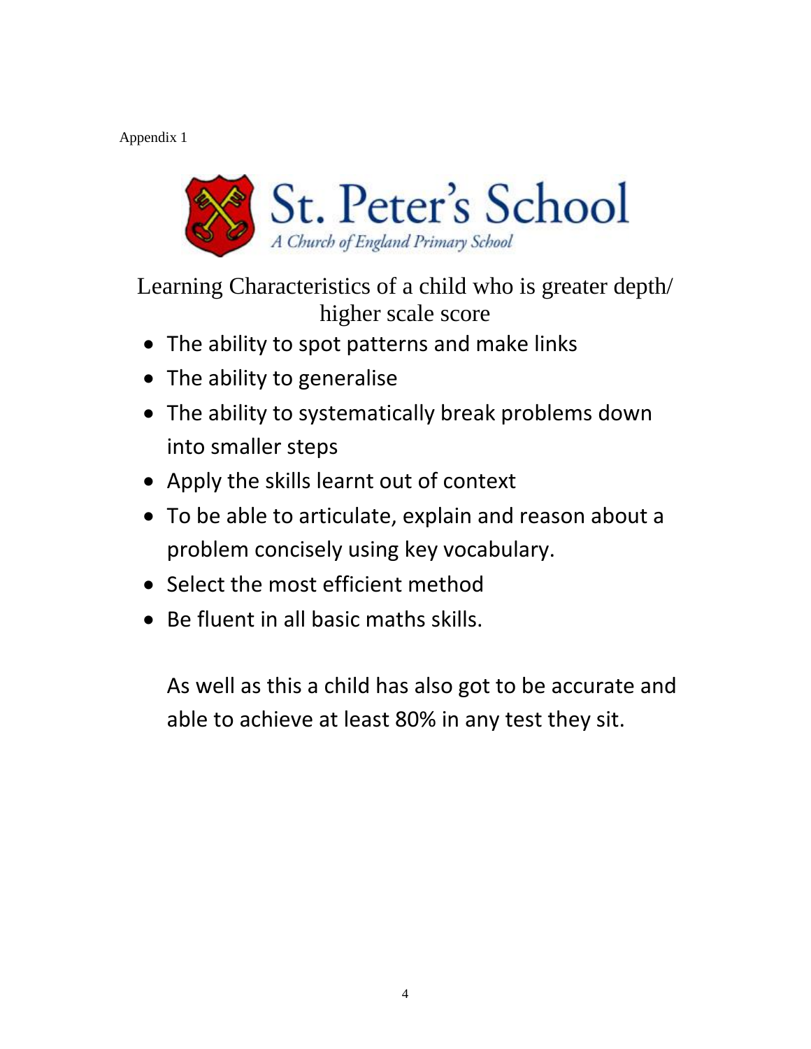Appendix 1

St. Peter's School

*A Church of England Primary School*

## Learning Characteristics of a child who is greater depth/ higher scale score

- The ability to spot patterns and make links
- The ability to generalise
- The ability to systematically break problems down into smaller steps
- Apply the skills learnt out of context
- To be able to articulate, explain and reason about a problem concisely using key vocabulary.
- Select the most efficient method
- Be fluent in all basic maths skills.

As well as this a child has also got to be accurate and able to achieve at least 80% in any test they sit.